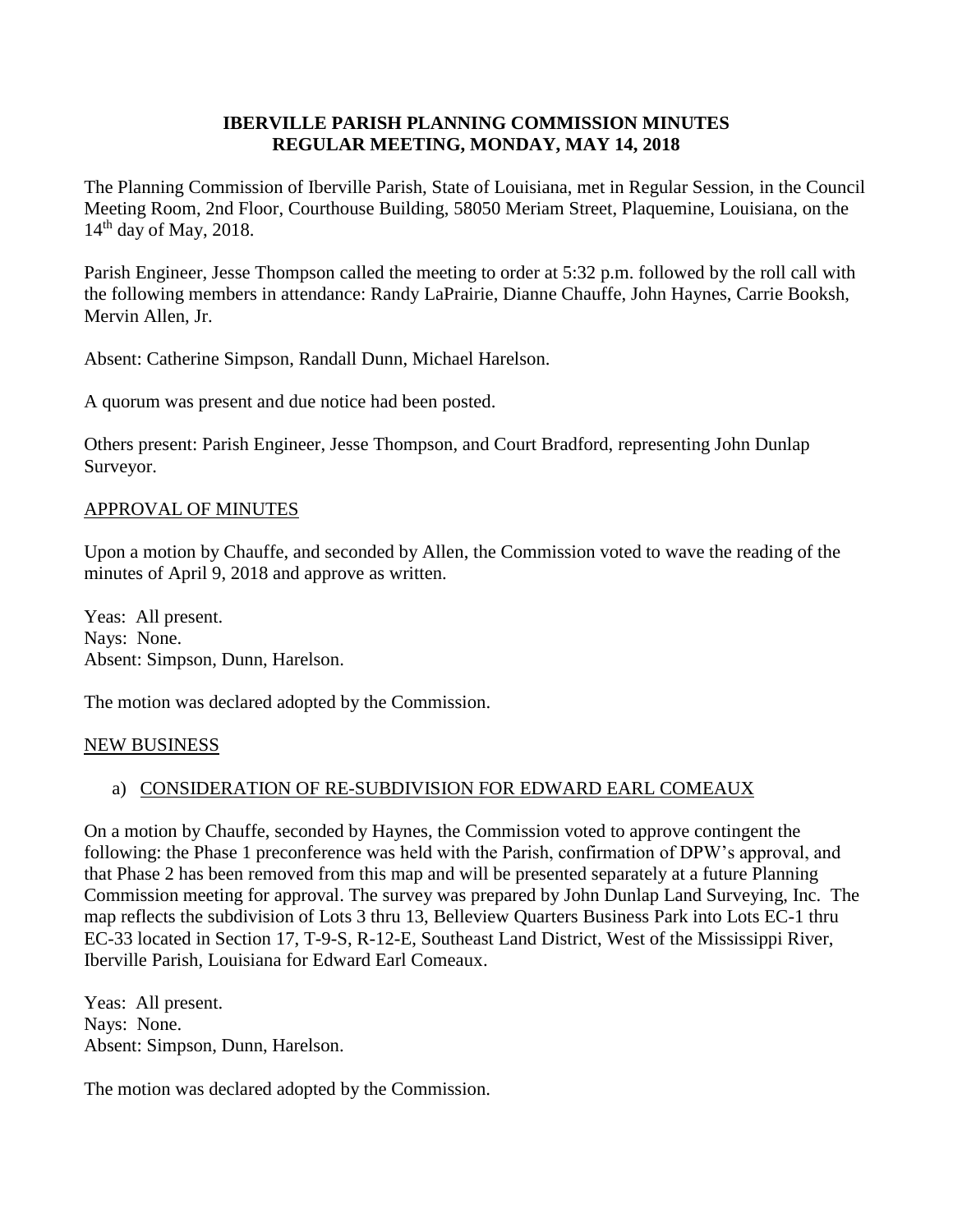# IBERVILLE PARISH PLANNING COMMISSION MINUTES
## REGULAR MEETING, MONDAY, MAY 14, 2018

The Planning Commission of Iberville Parish, State of Louisiana, met in Regular Session, in the Council Meeting Room, 2nd Floor, Courthouse Building, 58050 Meriam Street, Plaquemine, Louisiana, on the 14th day of May, 2018.

Parish Engineer, Jesse Thompson called the meeting to order at 5:32 p.m. followed by the roll call with the following members in attendance: Randy LaPrairie, Dianne Chauffe, John Haynes, Carrie Booksh, Mervin Allen, Jr.

Absent: Catherine Simpson, Randall Dunn, Michael Harelson.

A quorum was present and due notice had been posted.

Others present: Parish Engineer, Jesse Thompson, and Court Bradford, representing John Dunlap Surveyor.

APPROVAL OF MINUTES

Upon a motion by Chauffe, and seconded by Allen, the Commission voted to wave the reading of the minutes of April 9, 2018 and approve as written.

Yeas: All present.
Nays: None.
Absent: Simpson, Dunn, Harelson.

The motion was declared adopted by the Commission.

NEW BUSINESS

a) CONSIDERATION OF RE-SUBDIVISION FOR EDWARD EARL COMEAUX

On a motion by Chauffe, seconded by Haynes, the Commission voted to approve contingent the following: the Phase 1 preconference was held with the Parish, confirmation of DPW's approval, and that Phase 2 has been removed from this map and will be presented separately at a future Planning Commission meeting for approval. The survey was prepared by John Dunlap Land Surveying, Inc. The map reflects the subdivision of Lots 3 thru 13, Belleview Quarters Business Park into Lots EC-1 thru EC-33 located in Section 17, T-9-S, R-12-E, Southeast Land District, West of the Mississippi River, Iberville Parish, Louisiana for Edward Earl Comeaux.

Yeas: All present.
Nays: None.
Absent: Simpson, Dunn, Harelson.

The motion was declared adopted by the Commission.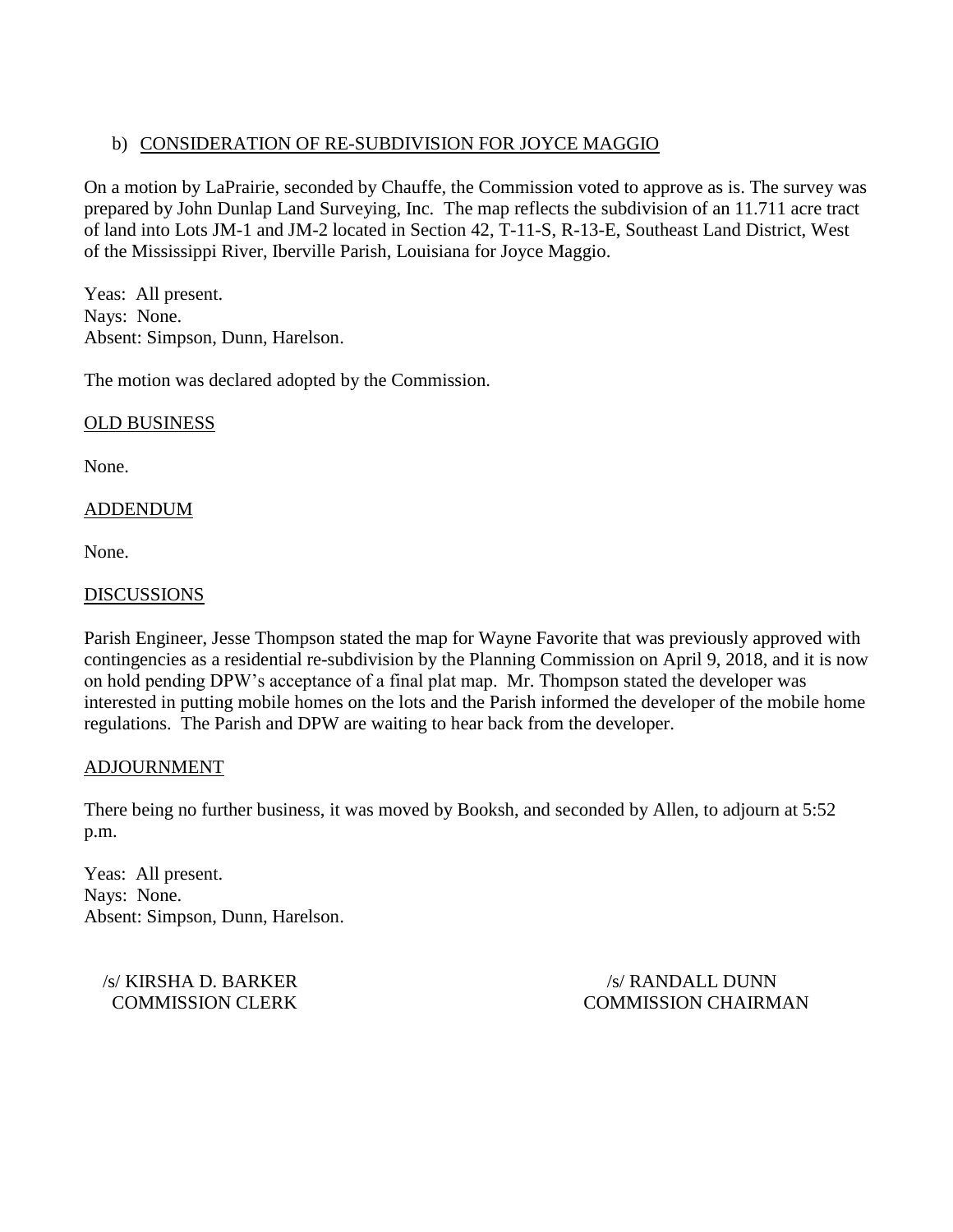b) <u>CONSIDERATION OF RE-SUBDIVISION FOR JOYCE MAGGIO</u>

On a motion by LaPrairie, seconded by Chauffe, the Commission voted to approve as is. The survey was prepared by John Dunlap Land Surveying, Inc. The map reflects the subdivision of an 11.711 acre tract of land into Lots JM-1 and JM-2 located in Section 42, T-11-S, R-13-E, Southeast Land District, West of the Mississippi River, Iberville Parish, Louisiana for Joyce Maggio.

Yeas: All present.
Nays: None.
Absent: Simpson, Dunn, Harelson.

The motion was declared adopted by the Commission.

<u>OLD BUSINESS</u>

None.

<u>ADDENDUM</u>

None.

<u>DISCUSSIONS</u>

Parish Engineer, Jesse Thompson stated the map for Wayne Favorite that was previously approved with contingencies as a residential re-subdivision by the Planning Commission on April 9, 2018, and it is now on hold pending DPW's acceptance of a final plat map. Mr. Thompson stated the developer was interested in putting mobile homes on the lots and the Parish informed the developer of the mobile home regulations. The Parish and DPW are waiting to hear back from the developer.

<u>ADJOURNMENT</u>

There being no further business, it was moved by Booksh, and seconded by Allen, to adjourn at 5:52 p.m.

Yeas: All present.
Nays: None.
Absent: Simpson, Dunn, Harelson.

| | |
|---|---|
| /s/ KIRSHA D. BARKER | /s/ RANDALL DUNN |
| COMMISSION CLERK | COMMISSION CHAIRMAN |